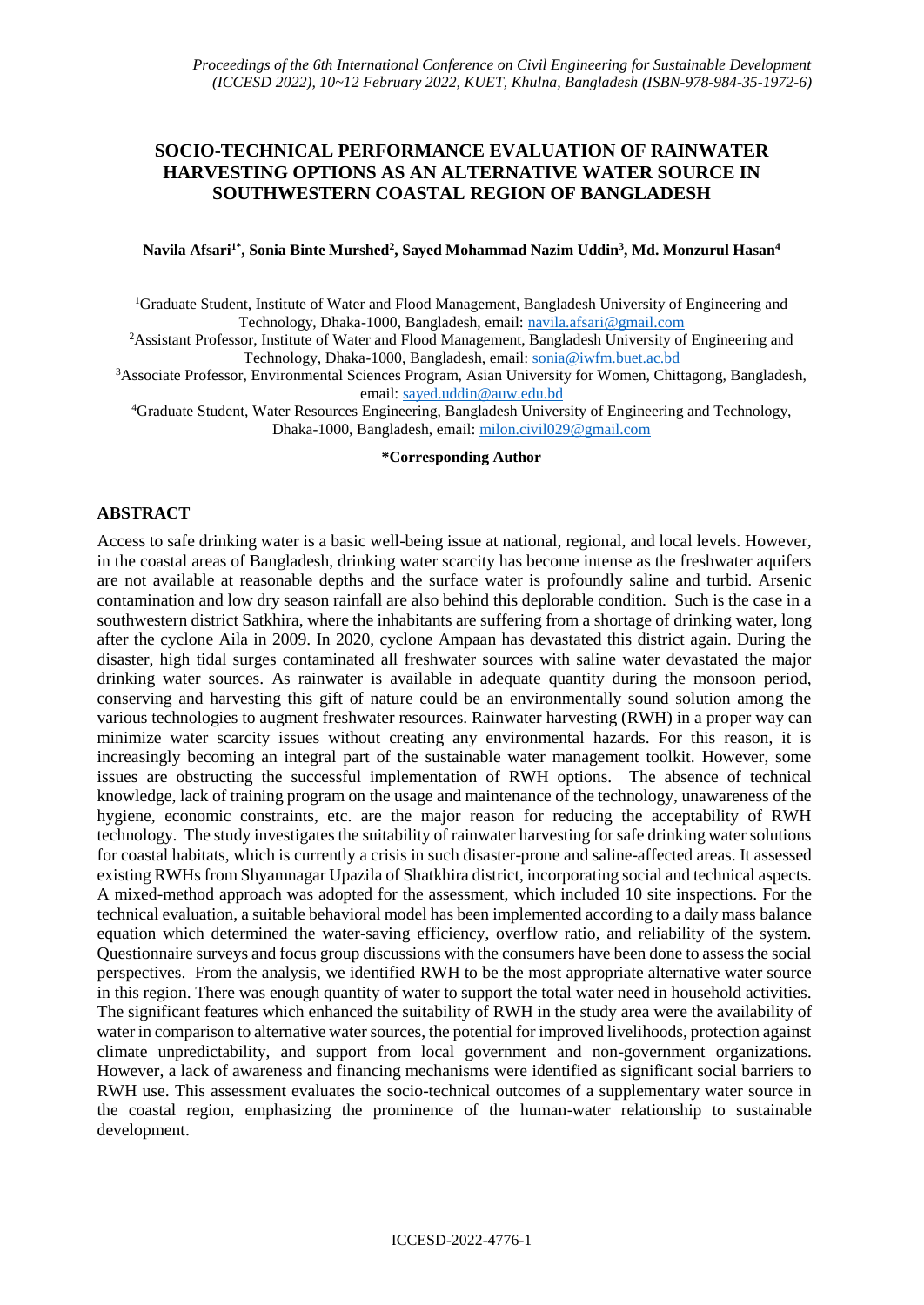*Proceedings of the 6th International Conference on Civil Engineering for Sustainable Development (ICCESD 2022), 10~12 February 2022, KUET, Khulna, Bangladesh (ISBN-978-984-35-1972-6)*

# SOCIO-TECHNICAL PERFORMANCE EVALUATION OF RAINWATER HARVESTING OPTIONS AS AN ALTERNATIVE WATER SOURCE IN SOUTHWESTERN COASTAL REGION OF BANGLADESH

**Navila Afsari[1*], Sonia Binte Murshed[2], Sayed Mohammad Nazim Uddin[3], Md. Monzurul Hasan[4]**

[1]Graduate Student, Institute of Water and Flood Management, Bangladesh University of Engineering and Technology, Dhaka-1000, Bangladesh, email: navila.afsari@gmail.com

[2]Assistant Professor, Institute of Water and Flood Management, Bangladesh University of Engineering and Technology, Dhaka-1000, Bangladesh, email: sonia@iwfm.buet.ac.bd

[3]Associate Professor, Environmental Sciences Program, Asian University for Women, Chittagong, Bangladesh, email: sayed.uddin@auw.edu.bd

[4]Graduate Student, Water Resources Engineering, Bangladesh University of Engineering and Technology, Dhaka-1000, Bangladesh, email: milon.civil029@gmail.com

**\*Corresponding Author**

## ABSTRACT

Access to safe drinking water is a basic well-being issue at national, regional, and local levels. However, in the coastal areas of Bangladesh, drinking water scarcity has become intense as the freshwater aquifers are not available at reasonable depths and the surface water is profoundly saline and turbid. Arsenic contamination and low dry season rainfall are also behind this deplorable condition. Such is the case in a southwestern district Satkhira, where the inhabitants are suffering from a shortage of drinking water, long after the cyclone Aila in 2009. In 2020, cyclone Ampaan has devastated this district again. During the disaster, high tidal surges contaminated all freshwater sources with saline water devastated the major drinking water sources. As rainwater is available in adequate quantity during the monsoon period, conserving and harvesting this gift of nature could be an environmentally sound solution among the various technologies to augment freshwater resources. Rainwater harvesting (RWH) in a proper way can minimize water scarcity issues without creating any environmental hazards. For this reason, it is increasingly becoming an integral part of the sustainable water management toolkit. However, some issues are obstructing the successful implementation of RWH options. The absence of technical knowledge, lack of training program on the usage and maintenance of the technology, unawareness of the hygiene, economic constraints, etc. are the major reason for reducing the acceptability of RWH technology. The study investigates the suitability of rainwater harvesting for safe drinking water solutions for coastal habitats, which is currently a crisis in such disaster-prone and saline-affected areas. It assessed existing RWHs from Shyamnagar Upazila of Shatkhira district, incorporating social and technical aspects. A mixed-method approach was adopted for the assessment, which included 10 site inspections. For the technical evaluation, a suitable behavioral model has been implemented according to a daily mass balance equation which determined the water-saving efficiency, overflow ratio, and reliability of the system. Questionnaire surveys and focus group discussions with the consumers have been done to assess the social perspectives. From the analysis, we identified RWH to be the most appropriate alternative water source in this region. There was enough quantity of water to support the total water need in household activities. The significant features which enhanced the suitability of RWH in the study area were the availability of water in comparison to alternative water sources, the potential for improved livelihoods, protection against climate unpredictability, and support from local government and non-government organizations. However, a lack of awareness and financing mechanisms were identified as significant social barriers to RWH use. This assessment evaluates the socio-technical outcomes of a supplementary water source in the coastal region, emphasizing the prominence of the human-water relationship to sustainable development.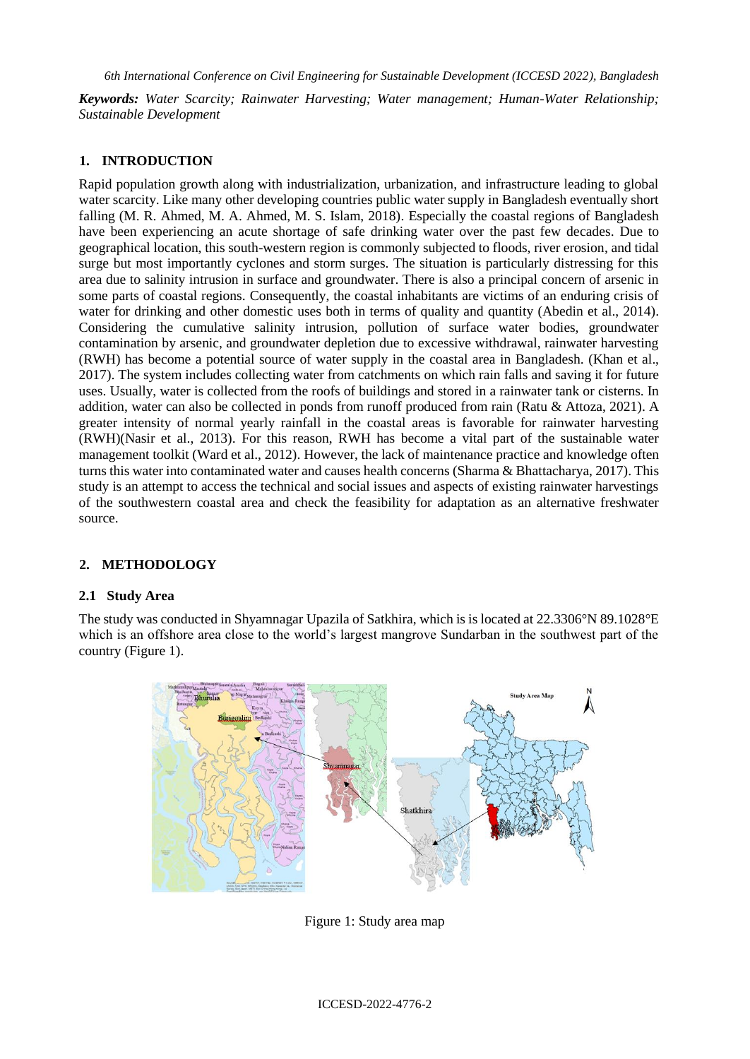*Keywords: Water Scarcity; Rainwater Harvesting; Water management; Human-Water Relationship; Sustainable Development*

## 1. INTRODUCTION

Rapid population growth along with industrialization, urbanization, and infrastructure leading to global water scarcity. Like many other developing countries public water supply in Bangladesh eventually short falling (M. R. Ahmed, M. A. Ahmed, M. S. Islam, 2018). Especially the coastal regions of Bangladesh have been experiencing an acute shortage of safe drinking water over the past few decades. Due to geographical location, this south-western region is commonly subjected to floods, river erosion, and tidal surge but most importantly cyclones and storm surges. The situation is particularly distressing for this area due to salinity intrusion in surface and groundwater. There is also a principal concern of arsenic in some parts of coastal regions. Consequently, the coastal inhabitants are victims of an enduring crisis of water for drinking and other domestic uses both in terms of quality and quantity (Abedin et al., 2014). Considering the cumulative salinity intrusion, pollution of surface water bodies, groundwater contamination by arsenic, and groundwater depletion due to excessive withdrawal, rainwater harvesting (RWH) has become a potential source of water supply in the coastal area in Bangladesh. (Khan et al., 2017). The system includes collecting water from catchments on which rain falls and saving it for future uses. Usually, water is collected from the roofs of buildings and stored in a rainwater tank or cisterns. In addition, water can also be collected in ponds from runoff produced from rain (Ratu & Attoza, 2021). A greater intensity of normal yearly rainfall in the coastal areas is favorable for rainwater harvesting (RWH)(Nasir et al., 2013). For this reason, RWH has become a vital part of the sustainable water management toolkit (Ward et al., 2012). However, the lack of maintenance practice and knowledge often turns this water into contaminated water and causes health concerns (Sharma & Bhattacharya, 2017). This study is an attempt to access the technical and social issues and aspects of existing rainwater harvestings of the southwestern coastal area and check the feasibility for adaptation as an alternative freshwater source.

## 2. METHODOLOGY

### 2.1 Study Area

The study was conducted in Shyamnagar Upazila of Satkhira, which is is located at 22.3306°N 89.1028°E which is an offshore area close to the world's largest mangrove Sundarban in the southwest part of the country (Figure 1).

Study Area Map

Bhurulia

Burigoalini

Shyamnagar

Shatkhira

Figure 1: Study area map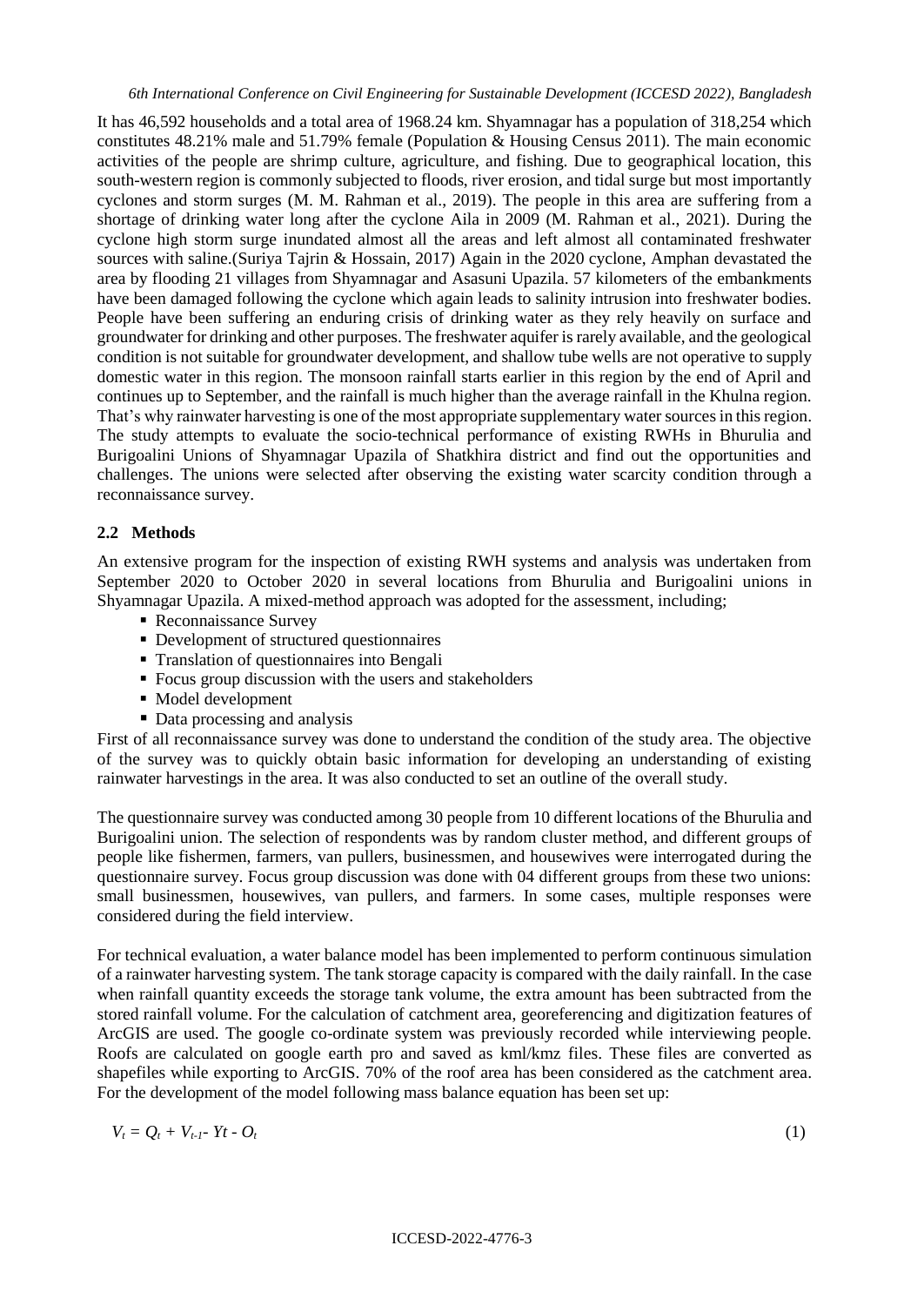It has 46,592 households and a total area of 1968.24 km. Shyamnagar has a population of 318,254 which constitutes 48.21% male and 51.79% female (Population & Housing Census 2011). The main economic activities of the people are shrimp culture, agriculture, and fishing. Due to geographical location, this south-western region is commonly subjected to floods, river erosion, and tidal surge but most importantly cyclones and storm surges (M. M. Rahman et al., 2019). The people in this area are suffering from a shortage of drinking water long after the cyclone Aila in 2009 (M. Rahman et al., 2021). During the cyclone high storm surge inundated almost all the areas and left almost all contaminated freshwater sources with saline.(Suriya Tajrin & Hossain, 2017) Again in the 2020 cyclone, Amphan devastated the area by flooding 21 villages from Shyamnagar and Asasuni Upazila. 57 kilometers of the embankments have been damaged following the cyclone which again leads to salinity intrusion into freshwater bodies. People have been suffering an enduring crisis of drinking water as they rely heavily on surface and groundwater for drinking and other purposes. The freshwater aquifer is rarely available, and the geological condition is not suitable for groundwater development, and shallow tube wells are not operative to supply domestic water in this region. The monsoon rainfall starts earlier in this region by the end of April and continues up to September, and the rainfall is much higher than the average rainfall in the Khulna region. That's why rainwater harvesting is one of the most appropriate supplementary water sources in this region. The study attempts to evaluate the socio-technical performance of existing RWHs in Bhurulia and Burigoalini Unions of Shyamnagar Upazila of Shatkhira district and find out the opportunities and challenges. The unions were selected after observing the existing water scarcity condition through a reconnaissance survey.

### 2.2 Methods

An extensive program for the inspection of existing RWH systems and analysis was undertaken from September 2020 to October 2020 in several locations from Bhurulia and Burigoalini unions in Shyamnagar Upazila. A mixed-method approach was adopted for the assessment, including;

- Reconnaissance Survey
- Development of structured questionnaires
- Translation of questionnaires into Bengali
- Focus group discussion with the users and stakeholders
- Model development
- Data processing and analysis

First of all reconnaissance survey was done to understand the condition of the study area. The objective of the survey was to quickly obtain basic information for developing an understanding of existing rainwater harvestings in the area. It was also conducted to set an outline of the overall study.

The questionnaire survey was conducted among 30 people from 10 different locations of the Bhurulia and Burigoalini union. The selection of respondents was by random cluster method, and different groups of people like fishermen, farmers, van pullers, businessmen, and housewives were interrogated during the questionnaire survey. Focus group discussion was done with 04 different groups from these two unions: small businessmen, housewives, van pullers, and farmers. In some cases, multiple responses were considered during the field interview.

For technical evaluation, a water balance model has been implemented to perform continuous simulation of a rainwater harvesting system. The tank storage capacity is compared with the daily rainfall. In the case when rainfall quantity exceeds the storage tank volume, the extra amount has been subtracted from the stored rainfall volume. For the calculation of catchment area, georeferencing and digitization features of ArcGIS are used. The google co-ordinate system was previously recorded while interviewing people. Roofs are calculated on google earth pro and saved as kml/kmz files. These files are converted as shapefiles while exporting to ArcGIS. 70% of the roof area has been considered as the catchment area. For the development of the model following mass balance equation has been set up:

$$V_t = Q_t + V_{t-1} - Yt - O_t \tag{1}$$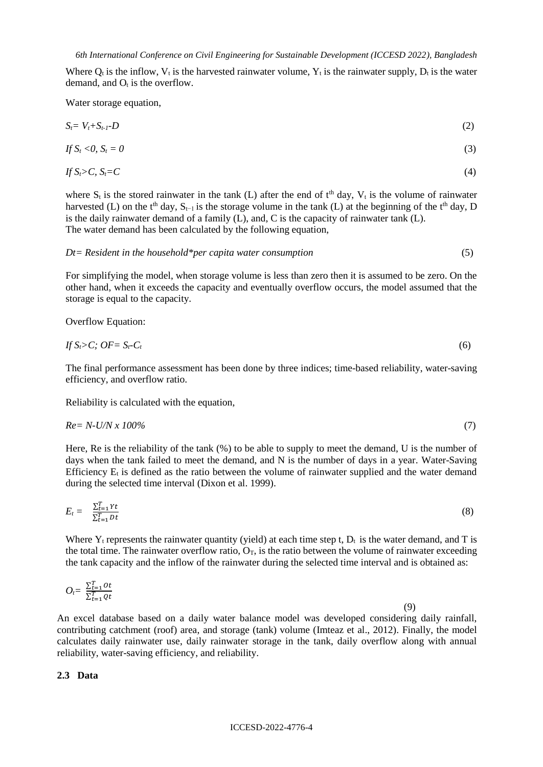Where $Q_t$ is the inflow, $V_t$ is the harvested rainwater volume, $Y_t$ is the rainwater supply, $D_t$ is the water demand, and $O_t$ is the overflow.

Water storage equation,

$$S_t = V_t + S_{t-1} - D \tag{2}$$

$$\text{If } S_t < 0,\ S_t = 0 \tag{3}$$

$$\text{If } S_t > C,\ S_t = C \tag{4}$$

where $S_t$ is the stored rainwater in the tank (L) after the end of $t^{th}$ day, $V_t$ is the volume of rainwater harvested (L) on the $t^{th}$ day, $S_{t-1}$ is the storage volume in the tank (L) at the beginning of the $t^{th}$ day, D is the daily rainwater demand of a family (L), and, C is the capacity of rainwater tank (L).
The water demand has been calculated by the following equation,

$$Dt = \text{Resident in the household} * \text{per capita water consumption} \tag{5}$$

For simplifying the model, when storage volume is less than zero then it is assumed to be zero. On the other hand, when it exceeds the capacity and eventually overflow occurs, the model assumed that the storage is equal to the capacity.

Overflow Equation:

$$\text{If } S_t > C;\ OF = S_t - C_t \tag{6}$$

The final performance assessment has been done by three indices; time-based reliability, water-saving efficiency, and overflow ratio.

Reliability is calculated with the equation,

$$Re = N - U/N \times 100\% \tag{7}$$

Here, Re is the reliability of the tank (%) to be able to supply to meet the demand, U is the number of days when the tank failed to meet the demand, and N is the number of days in a year. Water-Saving Efficiency $E_t$ is defined as the ratio between the volume of rainwater supplied and the water demand during the selected time interval (Dixon et al. 1999).

$$E_t = \frac{\sum_{t=1}^{T} Yt}{\sum_{t=1}^{T} Dt} \tag{8}$$

Where $Y_t$ represents the rainwater quantity (yield) at each time step t, $D_t$ is the water demand, and T is the total time. The rainwater overflow ratio, $O_T$, is the ratio between the volume of rainwater exceeding the tank capacity and the inflow of the rainwater during the selected time interval and is obtained as:

$$O_t = \frac{\sum_{t=1}^{T} Ot}{\sum_{t=1}^{T} Qt} \tag{9}$$

An excel database based on a daily water balance model was developed considering daily rainfall, contributing catchment (roof) area, and storage (tank) volume (Imteaz et al., 2012). Finally, the model calculates daily rainwater use, daily rainwater storage in the tank, daily overflow along with annual reliability, water-saving efficiency, and reliability.

### 2.3 Data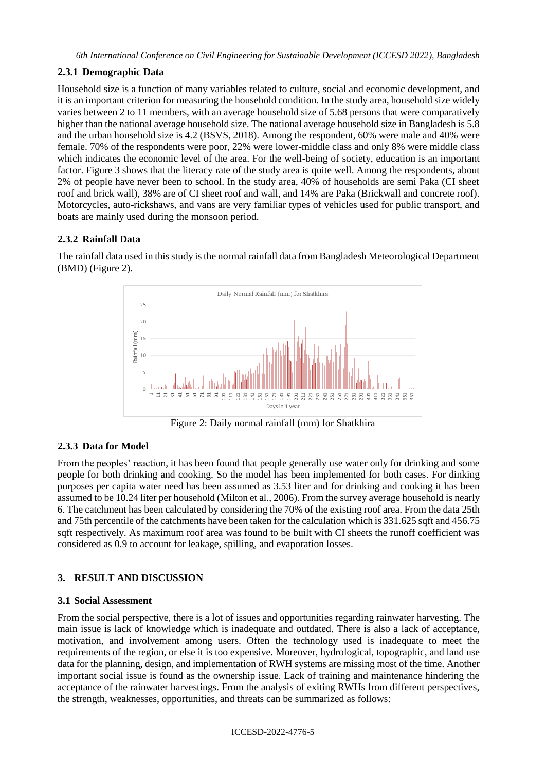### 2.3.1 Demographic Data

Household size is a function of many variables related to culture, social and economic development, and it is an important criterion for measuring the household condition. In the study area, household size widely varies between 2 to 11 members, with an average household size of 5.68 persons that were comparatively higher than the national average household size. The national average household size in Bangladesh is 5.8 and the urban household size is 4.2 (BSVS, 2018). Among the respondent, 60% were male and 40% were female. 70% of the respondents were poor, 22% were lower-middle class and only 8% were middle class which indicates the economic level of the area. For the well-being of society, education is an important factor. Figure 3 shows that the literacy rate of the study area is quite well. Among the respondents, about 2% of people have never been to school. In the study area, 40% of households are semi Paka (CI sheet roof and brick wall), 38% are of CI sheet roof and wall, and 14% are Paka (Brickwall and concrete roof). Motorcycles, auto-rickshaws, and vans are very familiar types of vehicles used for public transport, and boats are mainly used during the monsoon period.

### 2.3.2 Rainfall Data

The rainfall data used in this study is the normal rainfall data from Bangladesh Meteorological Department (BMD) (Figure 2).

Daily Normal Rainfall (mm) for Shatkhira

Rainfall (mm)

0
5
10
15
20
25

1 11 21 31 41 51 61 71 81 91 101 111 121 131 141 151 161 171 181 191 201 211 221 231 241 251 261 271 281 291 301 311 321 331 341 351 361

Days in 1 year

Figure 2: Daily normal rainfall (mm) for Shatkhira

### 2.3.3 Data for Model

From the peoples' reaction, it has been found that people generally use water only for drinking and some people for both drinking and cooking. So the model has been implemented for both cases. For dinking purposes per capita water need has been assumed as 3.53 liter and for drinking and cooking it has been assumed to be 10.24 liter per household (Milton et al., 2006). From the survey average household is nearly 6. The catchment has been calculated by considering the 70% of the existing roof area. From the data 25th and 75th percentile of the catchments have been taken for the calculation which is 331.625 sqft and 456.75 sqft respectively. As maximum roof area was found to be built with CI sheets the runoff coefficient was considered as 0.9 to account for leakage, spilling, and evaporation losses.

## 3. RESULT AND DISCUSSION

### 3.1 Social Assessment

From the social perspective, there is a lot of issues and opportunities regarding rainwater harvesting. The main issue is lack of knowledge which is inadequate and outdated. There is also a lack of acceptance, motivation, and involvement among users. Often the technology used is inadequate to meet the requirements of the region, or else it is too expensive. Moreover, hydrological, topographic, and land use data for the planning, design, and implementation of RWH systems are missing most of the time. Another important social issue is found as the ownership issue. Lack of training and maintenance hindering the acceptance of the rainwater harvestings. From the analysis of exiting RWHs from different perspectives, the strength, weaknesses, opportunities, and threats can be summarized as follows: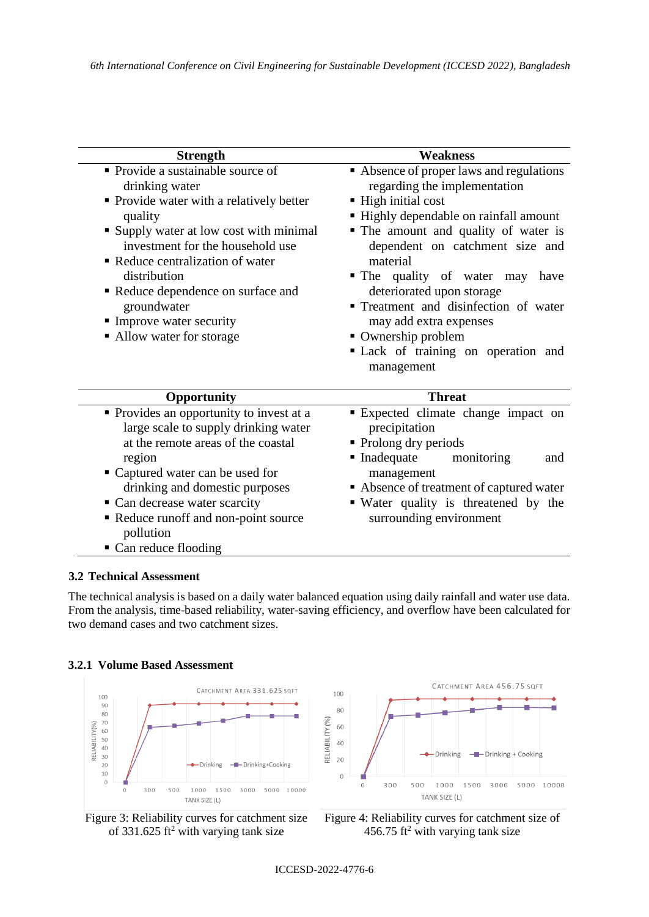| Strength | Weakness |
|---|---|
| ▪ Provide a sustainable source of drinking water<br>▪ Provide water with a relatively better quality<br>▪ Supply water at low cost with minimal investment for the household use<br>▪ Reduce centralization of water distribution<br>▪ Reduce dependence on surface and groundwater<br>▪ Improve water security<br>▪ Allow water for storage | ▪ Absence of proper laws and regulations regarding the implementation<br>▪ High initial cost<br>▪ Highly dependable on rainfall amount<br>▪ The amount and quality of water is dependent on catchment size and material<br>▪ The quality of water may have deteriorated upon storage<br>▪ Treatment and disinfection of water may add extra expenses<br>▪ Ownership problem<br>▪ Lack of training on operation and management |
| **Opportunity** | **Threat** |
| ▪ Provides an opportunity to invest at a large scale to supply drinking water at the remote areas of the coastal region<br>▪ Captured water can be used for drinking and domestic purposes<br>▪ Can decrease water scarcity<br>▪ Reduce runoff and non-point source pollution<br>▪ Can reduce flooding | ▪ Expected climate change impact on precipitation<br>▪ Prolong dry periods<br>▪ Inadequate monitoring and management<br>▪ Absence of treatment of captured water<br>▪ Water quality is threatened by the surrounding environment |

### 3.2 Technical Assessment

The technical analysis is based on a daily water balanced equation using daily rainfall and water use data. From the analysis, time-based reliability, water-saving efficiency, and overflow have been calculated for two demand cases and two catchment sizes.

#### 3.2.1 Volume Based Assessment

CATCHMENT AREA 331.625 SQFT
RELIABILITY(%)
100 90 80 70 60 50 40 30 20 10 0
0 300 500 1000 1500 3000 5000 10000
TANK SIZE (L)
Drinking
Drinking+Cooking

Figure 3: Reliability curves for catchment size of 331.625 ft$^2$ with varying tank size

CATCHMENT AREA 456.75 SQFT
RELIABILITY (%)
100 80 60 40 20 0
0 300 500 1000 1500 3000 5000 10000
TANK SIZE (L)
Drinking
Drinking + Cooking

Figure 4: Reliability curves for catchment size of 456.75 ft$^2$ with varying tank size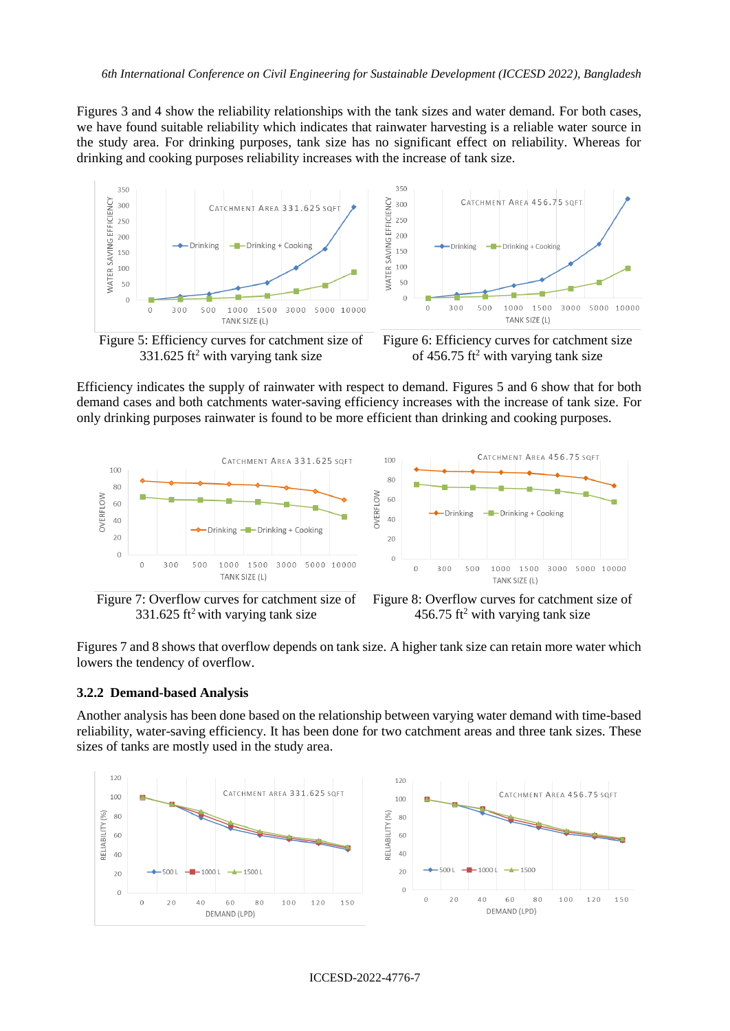Figures 3 and 4 show the reliability relationships with the tank sizes and water demand. For both cases, we have found suitable reliability which indicates that rainwater harvesting is a reliable water source in the study area. For drinking purposes, tank size has no significant effect on reliability. Whereas for drinking and cooking purposes reliability increases with the increase of tank size.

CATCHMENT AREA 331.625 SQFT
WATER SAVING EFFICIENCY
350
300
250
200
150
100
50
0
Drinking
Drinking + Cooking
0 300 500 1000 1500 3000 5000 10000
TANK SIZE (L)

Figure 5: Efficiency curves for catchment size of 331.625 ft$^2$ with varying tank size

CATCHMENT AREA 456.75 SQFT
WATER SAVING EFFICIENCY
350
300
250
200
150
100
50
0
Drinking
Drinking + Cooking
0 300 500 1000 1500 3000 5000 10000
TANK SIZE (L)

Figure 6: Efficiency curves for catchment size of 456.75 ft$^2$ with varying tank size

Efficiency indicates the supply of rainwater with respect to demand. Figures 5 and 6 show that for both demand cases and both catchments water-saving efficiency increases with the increase of tank size. For only drinking purposes rainwater is found to be more efficient than drinking and cooking purposes.

CATCHMENT AREA 331.625 SQFT
OVERFLOW
100
80
60
40
20
0
Drinking
Drinking + Cooking
0 300 500 1000 1500 3000 5000 10000
TANK SIZE (L)

Figure 7: Overflow curves for catchment size of 331.625 ft$^2$ with varying tank size

CATCHMENT AREA 456.75 SQFT
OVERFLOW
100
80
60
40
20
0
Drinking
Drinking + Cooking
0 300 500 1000 1500 3000 5000 10000
TANK SIZE (L)

Figure 8: Overflow curves for catchment size of 456.75 ft$^2$ with varying tank size

Figures 7 and 8 shows that overflow depends on tank size. A higher tank size can retain more water which lowers the tendency of overflow.

### 3.2.2 Demand-based Analysis

Another analysis has been done based on the relationship between varying water demand with time-based reliability, water-saving efficiency. It has been done for two catchment areas and three tank sizes. These sizes of tanks are mostly used in the study area.

CATCHMENT AREA 331.625 SQFT
RELIABILITY (%)
120
100
80
60
40
20
0
500 L
1000 L
1500 L
0 20 40 60 80 100 120 150
DEMAND (LPD)

CATCHMENT AREA 456.75 SQFT
RELIABILITY (%)
120
100
80
60
40
20
0
500 L
1000 L
1500
0 20 40 60 80 100 120 150
DEMAND (LPD)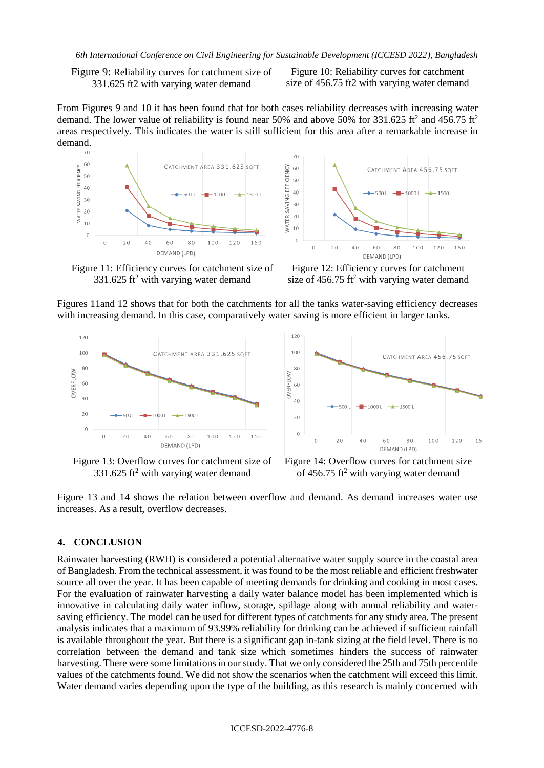Figure 9: Reliability curves for catchment size of 331.625 ft2 with varying water demand

Figure 10: Reliability curves for catchment size of 456.75 ft2 with varying water demand

From Figures 9 and 10 it has been found that for both cases reliability decreases with increasing water demand. The lower value of reliability is found near 50% and above 50% for 331.625 ft$^2$ and 456.75 ft$^2$ areas respectively. This indicates the water is still sufficient for this area after a remarkable increase in demand.

CATCHMENT AREA 331.625 SQFT

WATER SAVING EFFICIENCY

70
60
50
40
30
20
10
0

0 20 40 60 80 100 120 150

DEMAND (LPD)

500 L 1000 L 1500 L

Figure 11: Efficiency curves for catchment size of 331.625 ft$^2$ with varying water demand

CATCHMENT AREA 456.75 SQFT

WATER SAVING EFFICIENCY

70
60
50
40
30
20
10
0

0 20 40 60 80 100 120 150

DEMAND (LPD)

500 L 1000 L 1500 L

Figure 12: Efficiency curves for catchment size of 456.75 ft$^2$ with varying water demand

Figures 11and 12 shows that for both the catchments for all the tanks water-saving efficiency decreases with increasing demand. In this case, comparatively water saving is more efficient in larger tanks.

CATCHMENT AREA 331.625 SQFT

OVERFLOW

120
100
80
60
40
20
0

0 20 40 60 80 100 120 150

DEMAND (LPD)

500 L 1000 L 1500 L

Figure 13: Overflow curves for catchment size of 331.625 ft$^2$ with varying water demand

CATCHMENT AREA 456.75 SQFT

OVERFLOW

120
100
80
60
40
20
0

0 20 40 60 80 100 120 15

DEMAND (LPD)

500 L 1000 L 1500 L

Figure 14: Overflow curves for catchment size of 456.75 ft$^2$ with varying water demand

Figure 13 and 14 shows the relation between overflow and demand. As demand increases water use increases. As a result, overflow decreases.

## 4. CONCLUSION

Rainwater harvesting (RWH) is considered a potential alternative water supply source in the coastal area of Bangladesh. From the technical assessment, it was found to be the most reliable and efficient freshwater source all over the year. It has been capable of meeting demands for drinking and cooking in most cases. For the evaluation of rainwater harvesting a daily water balance model has been implemented which is innovative in calculating daily water inflow, storage, spillage along with annual reliability and water-saving efficiency. The model can be used for different types of catchments for any study area. The present analysis indicates that a maximum of 93.99% reliability for drinking can be achieved if sufficient rainfall is available throughout the year. But there is a significant gap in-tank sizing at the field level. There is no correlation between the demand and tank size which sometimes hinders the success of rainwater harvesting. There were some limitations in our study. That we only considered the 25th and 75th percentile values of the catchments found. We did not show the scenarios when the catchment will exceed this limit. Water demand varies depending upon the type of the building, as this research is mainly concerned with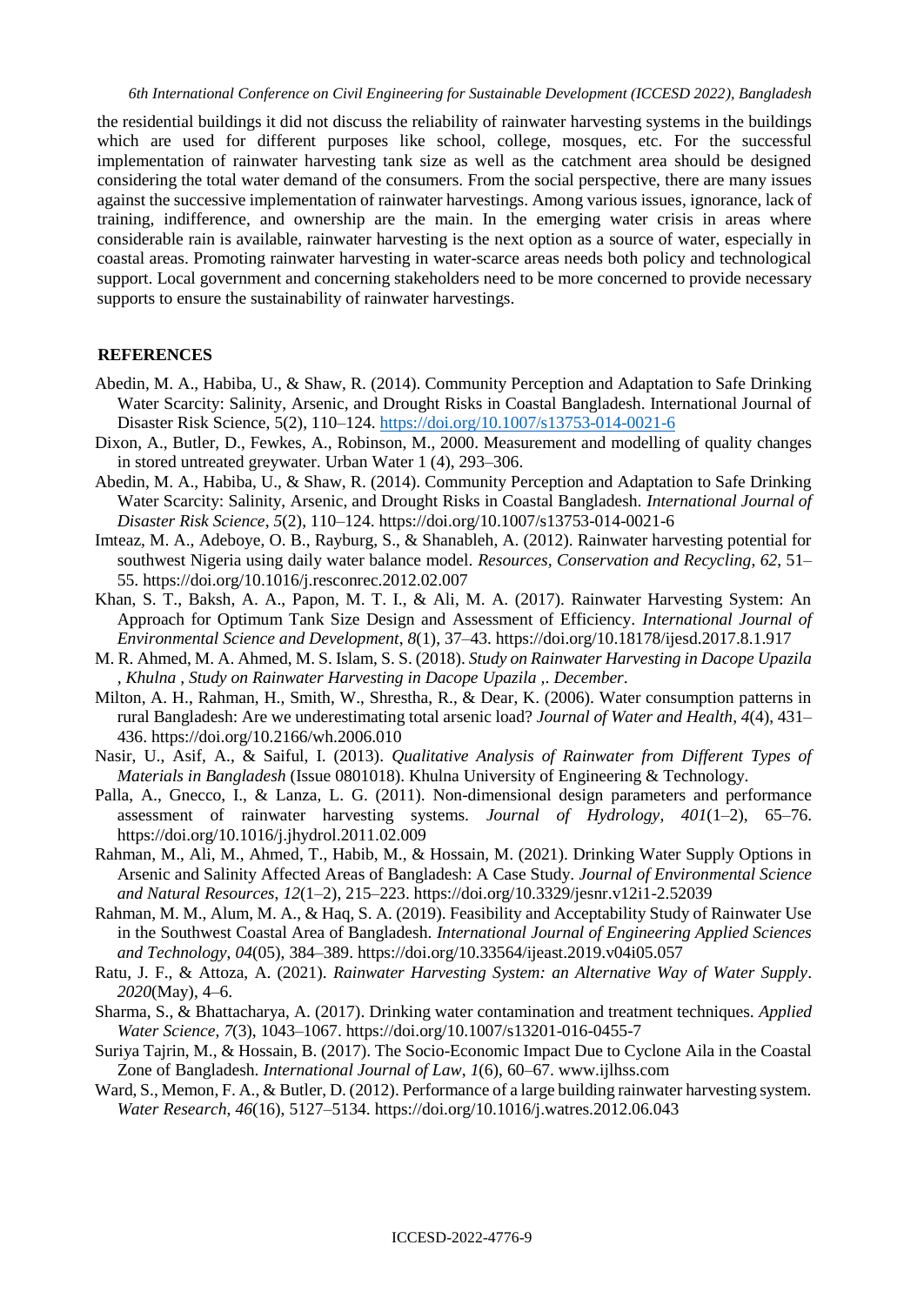the residential buildings it did not discuss the reliability of rainwater harvesting systems in the buildings which are used for different purposes like school, college, mosques, etc. For the successful implementation of rainwater harvesting tank size as well as the catchment area should be designed considering the total water demand of the consumers. From the social perspective, there are many issues against the successive implementation of rainwater harvestings. Among various issues, ignorance, lack of training, indifference, and ownership are the main. In the emerging water crisis in areas where considerable rain is available, rainwater harvesting is the next option as a source of water, especially in coastal areas. Promoting rainwater harvesting in water-scarce areas needs both policy and technological support. Local government and concerning stakeholders need to be more concerned to provide necessary supports to ensure the sustainability of rainwater harvestings.

## REFERENCES

Abedin, M. A., Habiba, U., & Shaw, R. (2014). Community Perception and Adaptation to Safe Drinking Water Scarcity: Salinity, Arsenic, and Drought Risks in Coastal Bangladesh. International Journal of Disaster Risk Science, 5(2), 110–124. https://doi.org/10.1007/s13753-014-0021-6

Dixon, A., Butler, D., Fewkes, A., Robinson, M., 2000. Measurement and modelling of quality changes in stored untreated greywater. Urban Water 1 (4), 293–306.

Abedin, M. A., Habiba, U., & Shaw, R. (2014). Community Perception and Adaptation to Safe Drinking Water Scarcity: Salinity, Arsenic, and Drought Risks in Coastal Bangladesh. *International Journal of Disaster Risk Science*, *5*(2), 110–124. https://doi.org/10.1007/s13753-014-0021-6

Imteaz, M. A., Adeboye, O. B., Rayburg, S., & Shanableh, A. (2012). Rainwater harvesting potential for southwest Nigeria using daily water balance model. *Resources, Conservation and Recycling*, *62*, 51–55. https://doi.org/10.1016/j.resconrec.2012.02.007

Khan, S. T., Baksh, A. A., Papon, M. T. I., & Ali, M. A. (2017). Rainwater Harvesting System: An Approach for Optimum Tank Size Design and Assessment of Efficiency. *International Journal of Environmental Science and Development*, *8*(1), 37–43. https://doi.org/10.18178/ijesd.2017.8.1.917

M. R. Ahmed, M. A. Ahmed, M. S. Islam, S. S. (2018). *Study on Rainwater Harvesting in Dacope Upazila , Khulna , Study on Rainwater Harvesting in Dacope Upazila ,. December*.

Milton, A. H., Rahman, H., Smith, W., Shrestha, R., & Dear, K. (2006). Water consumption patterns in rural Bangladesh: Are we underestimating total arsenic load? *Journal of Water and Health*, *4*(4), 431–436. https://doi.org/10.2166/wh.2006.010

Nasir, U., Asif, A., & Saiful, I. (2013). *Qualitative Analysis of Rainwater from Different Types of Materials in Bangladesh* (Issue 0801018). Khulna University of Engineering & Technology.

Palla, A., Gnecco, I., & Lanza, L. G. (2011). Non-dimensional design parameters and performance assessment of rainwater harvesting systems. *Journal of Hydrology*, *401*(1–2), 65–76. https://doi.org/10.1016/j.jhydrol.2011.02.009

Rahman, M., Ali, M., Ahmed, T., Habib, M., & Hossain, M. (2021). Drinking Water Supply Options in Arsenic and Salinity Affected Areas of Bangladesh: A Case Study. *Journal of Environmental Science and Natural Resources*, *12*(1–2), 215–223. https://doi.org/10.3329/jesnr.v12i1-2.52039

Rahman, M. M., Alum, M. A., & Haq, S. A. (2019). Feasibility and Acceptability Study of Rainwater Use in the Southwest Coastal Area of Bangladesh. *International Journal of Engineering Applied Sciences and Technology*, *04*(05), 384–389. https://doi.org/10.33564/ijeast.2019.v04i05.057

Ratu, J. F., & Attoza, A. (2021). *Rainwater Harvesting System: an Alternative Way of Water Supply*. *2020*(May), 4–6.

Sharma, S., & Bhattacharya, A. (2017). Drinking water contamination and treatment techniques. *Applied Water Science*, *7*(3), 1043–1067. https://doi.org/10.1007/s13201-016-0455-7

Suriya Tajrin, M., & Hossain, B. (2017). The Socio-Economic Impact Due to Cyclone Aila in the Coastal Zone of Bangladesh. *International Journal of Law*, *1*(6), 60–67. www.ijlhss.com

Ward, S., Memon, F. A., & Butler, D. (2012). Performance of a large building rainwater harvesting system. *Water Research*, *46*(16), 5127–5134. https://doi.org/10.1016/j.watres.2012.06.043